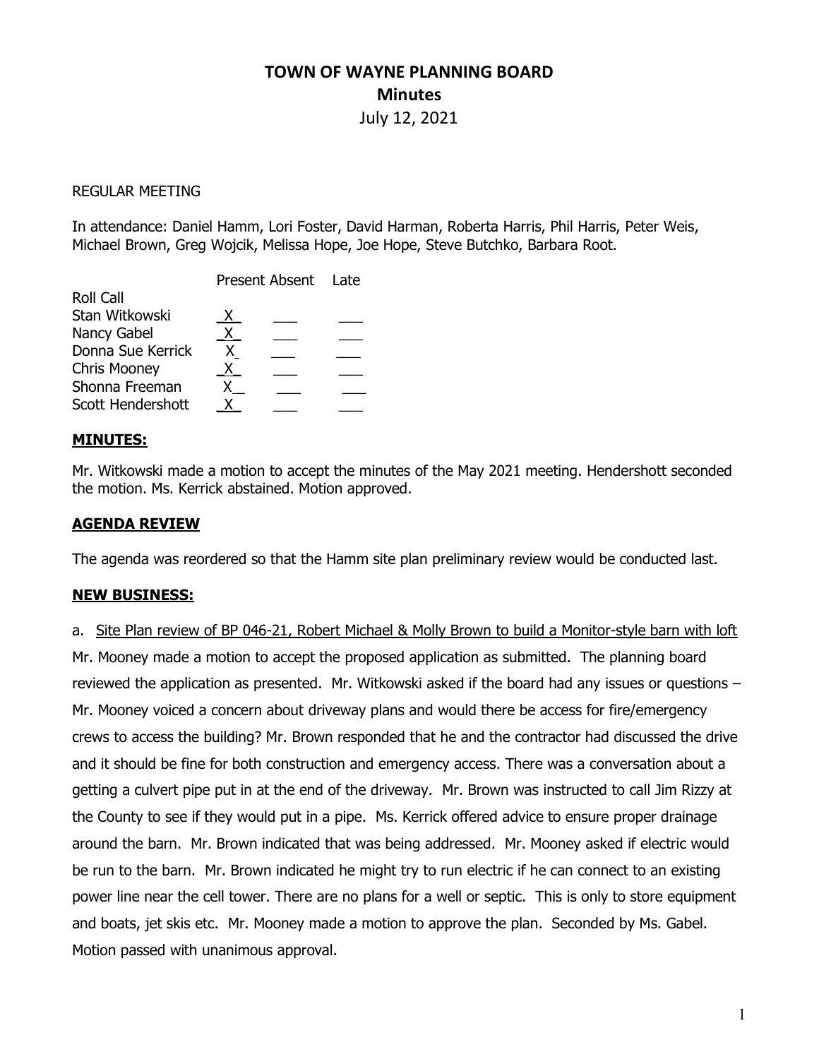# TOWN OF WAYNE PLANNING BOARD
## Minutes
July 12, 2021

REGULAR MEETING

In attendance: Daniel Hamm, Lori Foster, David Harman, Roberta Harris, Phil Harris, Peter Weis, Michael Brown, Greg Wojcik, Melissa Hope, Joe Hope, Steve Butchko, Barbara Root.

| Roll Call | Present | Absent | Late |
|---|---|---|---|
| Stan Witkowski | X | | |
| Nancy Gabel | X | | |
| Donna Sue Kerrick | X | | |
| Chris Mooney | X | | |
| Shonna Freeman | X | | |
| Scott Hendershott | X | | |

### MINUTES:

Mr. Witkowski made a motion to accept the minutes of the May 2021 meeting. Hendershott seconded the motion. Ms. Kerrick abstained. Motion approved.

### AGENDA REVIEW

The agenda was reordered so that the Hamm site plan preliminary review would be conducted last.

### NEW BUSINESS:

a. Site Plan review of BP 046-21, Robert Michael & Molly Brown to build a Monitor-style barn with loft

Mr. Mooney made a motion to accept the proposed application as submitted. The planning board reviewed the application as presented. Mr. Witkowski asked if the board had any issues or questions – Mr. Mooney voiced a concern about driveway plans and would there be access for fire/emergency crews to access the building? Mr. Brown responded that he and the contractor had discussed the drive and it should be fine for both construction and emergency access. There was a conversation about a getting a culvert pipe put in at the end of the driveway. Mr. Brown was instructed to call Jim Rizzy at the County to see if they would put in a pipe. Ms. Kerrick offered advice to ensure proper drainage around the barn. Mr. Brown indicated that was being addressed. Mr. Mooney asked if electric would be run to the barn. Mr. Brown indicated he might try to run electric if he can connect to an existing power line near the cell tower. There are no plans for a well or septic. This is only to store equipment and boats, jet skis etc. Mr. Mooney made a motion to approve the plan. Seconded by Ms. Gabel. Motion passed with unanimous approval.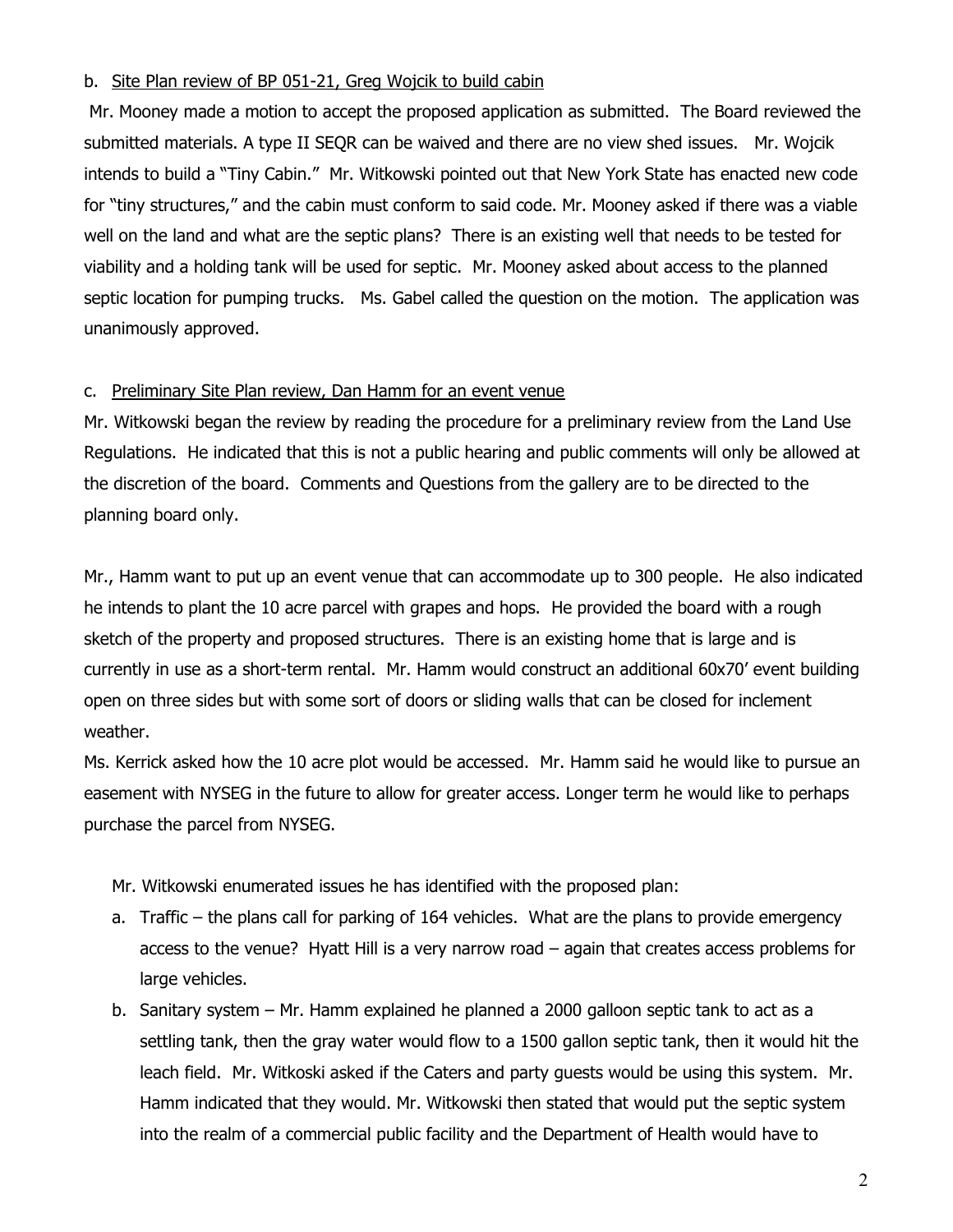b. <u>Site Plan review of BP 051-21, Greg Wojcik to build cabin</u>

Mr. Mooney made a motion to accept the proposed application as submitted. The Board reviewed the submitted materials. A type II SEQR can be waived and there are no view shed issues. Mr. Wojcik intends to build a "Tiny Cabin." Mr. Witkowski pointed out that New York State has enacted new code for "tiny structures," and the cabin must conform to said code. Mr. Mooney asked if there was a viable well on the land and what are the septic plans? There is an existing well that needs to be tested for viability and a holding tank will be used for septic. Mr. Mooney asked about access to the planned septic location for pumping trucks. Ms. Gabel called the question on the motion. The application was unanimously approved.

c. <u>Preliminary Site Plan review, Dan Hamm for an event venue</u>

Mr. Witkowski began the review by reading the procedure for a preliminary review from the Land Use Regulations. He indicated that this is not a public hearing and public comments will only be allowed at the discretion of the board. Comments and Questions from the gallery are to be directed to the planning board only.

Mr., Hamm want to put up an event venue that can accommodate up to 300 people. He also indicated he intends to plant the 10 acre parcel with grapes and hops. He provided the board with a rough sketch of the property and proposed structures. There is an existing home that is large and is currently in use as a short-term rental. Mr. Hamm would construct an additional 60x70' event building open on three sides but with some sort of doors or sliding walls that can be closed for inclement weather.

Ms. Kerrick asked how the 10 acre plot would be accessed. Mr. Hamm said he would like to pursue an easement with NYSEG in the future to allow for greater access. Longer term he would like to perhaps purchase the parcel from NYSEG.

Mr. Witkowski enumerated issues he has identified with the proposed plan:

a. Traffic – the plans call for parking of 164 vehicles. What are the plans to provide emergency access to the venue? Hyatt Hill is a very narrow road – again that creates access problems for large vehicles.
b. Sanitary system – Mr. Hamm explained he planned a 2000 galloon septic tank to act as a settling tank, then the gray water would flow to a 1500 gallon septic tank, then it would hit the leach field. Mr. Witkoski asked if the Caters and party guests would be using this system. Mr. Hamm indicated that they would. Mr. Witkowski then stated that would put the septic system into the realm of a commercial public facility and the Department of Health would have to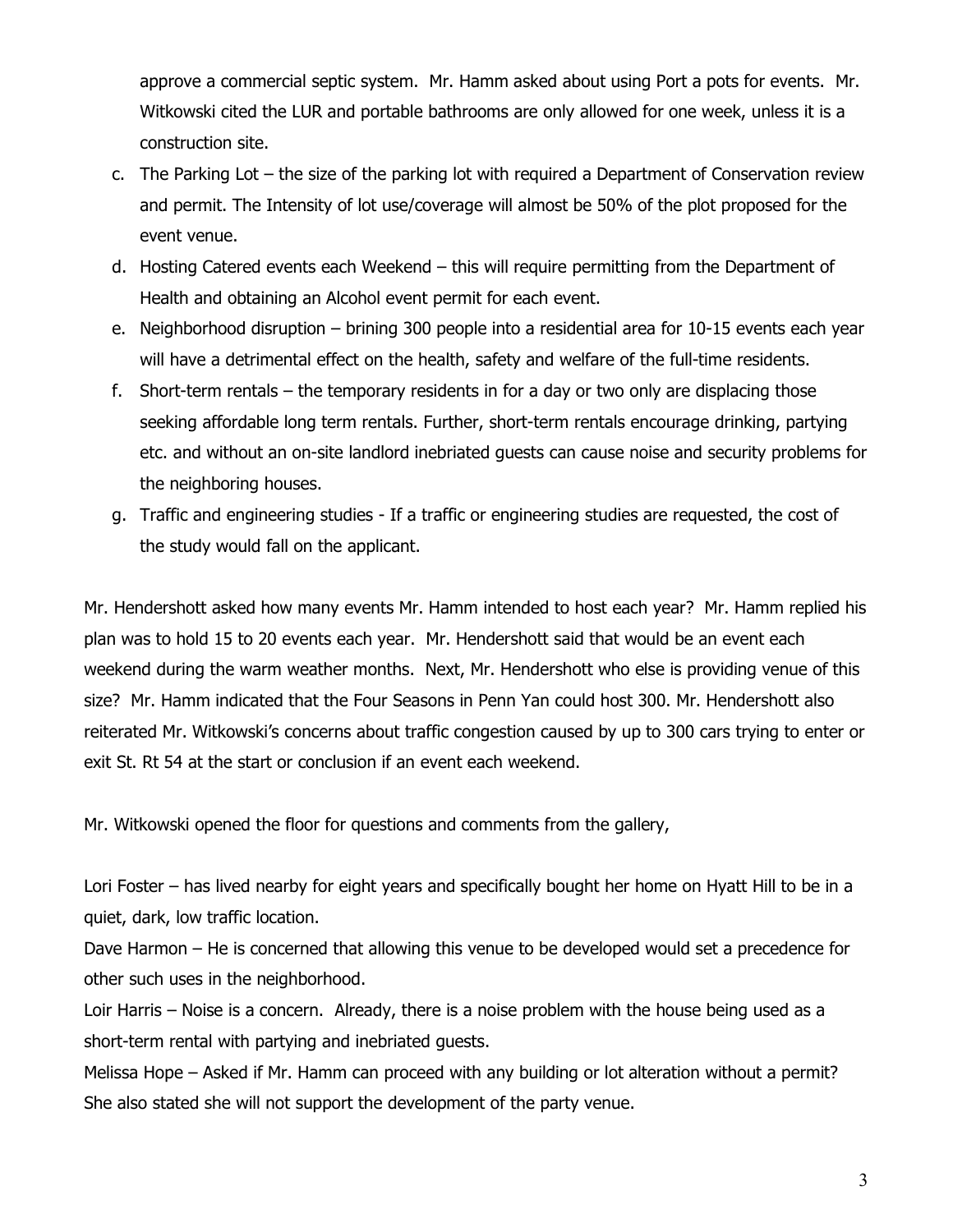approve a commercial septic system. Mr. Hamm asked about using Port a pots for events. Mr. Witkowski cited the LUR and portable bathrooms are only allowed for one week, unless it is a construction site.

c. The Parking Lot – the size of the parking lot with required a Department of Conservation review and permit. The Intensity of lot use/coverage will almost be 50% of the plot proposed for the event venue.
d. Hosting Catered events each Weekend – this will require permitting from the Department of Health and obtaining an Alcohol event permit for each event.
e. Neighborhood disruption – brining 300 people into a residential area for 10-15 events each year will have a detrimental effect on the health, safety and welfare of the full-time residents.
f. Short-term rentals – the temporary residents in for a day or two only are displacing those seeking affordable long term rentals. Further, short-term rentals encourage drinking, partying etc. and without an on-site landlord inebriated guests can cause noise and security problems for the neighboring houses.
g. Traffic and engineering studies - If a traffic or engineering studies are requested, the cost of the study would fall on the applicant.

Mr. Hendershott asked how many events Mr. Hamm intended to host each year? Mr. Hamm replied his plan was to hold 15 to 20 events each year. Mr. Hendershott said that would be an event each weekend during the warm weather months. Next, Mr. Hendershott who else is providing venue of this size? Mr. Hamm indicated that the Four Seasons in Penn Yan could host 300. Mr. Hendershott also reiterated Mr. Witkowski's concerns about traffic congestion caused by up to 300 cars trying to enter or exit St. Rt 54 at the start or conclusion if an event each weekend.

Mr. Witkowski opened the floor for questions and comments from the gallery,

Lori Foster – has lived nearby for eight years and specifically bought her home on Hyatt Hill to be in a quiet, dark, low traffic location.

Dave Harmon – He is concerned that allowing this venue to be developed would set a precedence for other such uses in the neighborhood.

Loir Harris – Noise is a concern. Already, there is a noise problem with the house being used as a short-term rental with partying and inebriated guests.

Melissa Hope – Asked if Mr. Hamm can proceed with any building or lot alteration without a permit? She also stated she will not support the development of the party venue.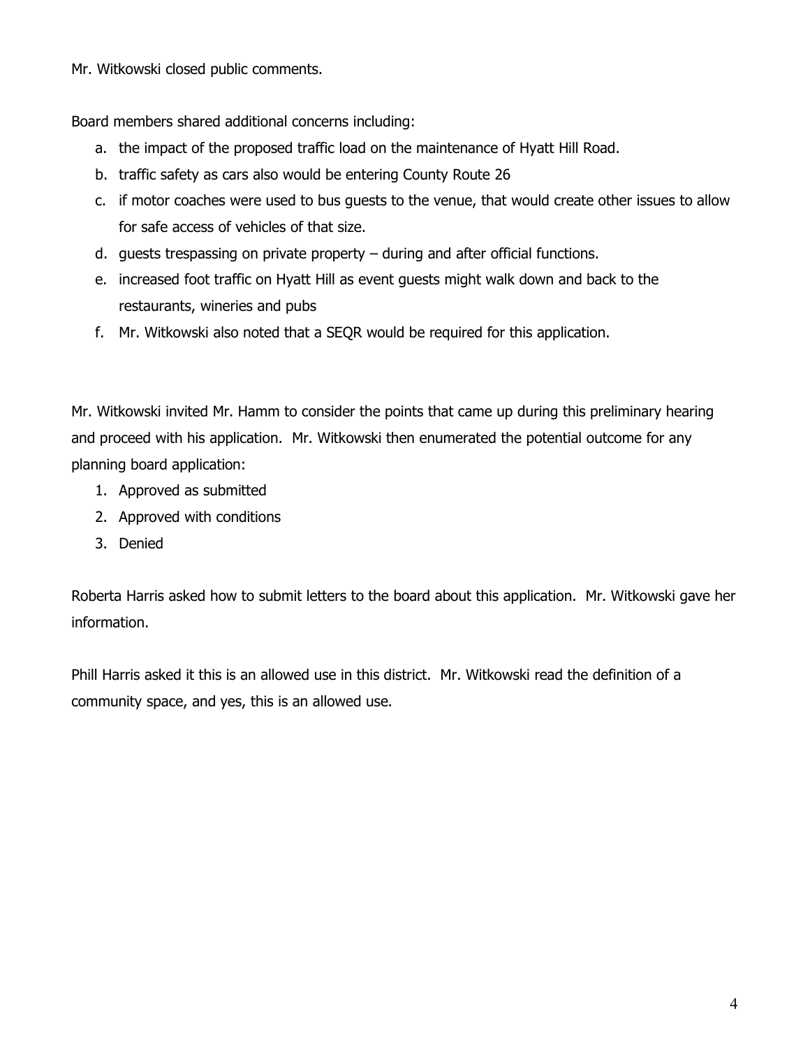Mr. Witkowski closed public comments.

Board members shared additional concerns including:

a. the impact of the proposed traffic load on the maintenance of Hyatt Hill Road.
b. traffic safety as cars also would be entering County Route 26
c. if motor coaches were used to bus guests to the venue, that would create other issues to allow for safe access of vehicles of that size.
d. guests trespassing on private property – during and after official functions.
e. increased foot traffic on Hyatt Hill as event guests might walk down and back to the restaurants, wineries and pubs
f. Mr. Witkowski also noted that a SEQR would be required for this application.

Mr. Witkowski invited Mr. Hamm to consider the points that came up during this preliminary hearing and proceed with his application. Mr. Witkowski then enumerated the potential outcome for any planning board application:

1. Approved as submitted
2. Approved with conditions
3. Denied

Roberta Harris asked how to submit letters to the board about this application. Mr. Witkowski gave her information.

Phill Harris asked it this is an allowed use in this district. Mr. Witkowski read the definition of a community space, and yes, this is an allowed use.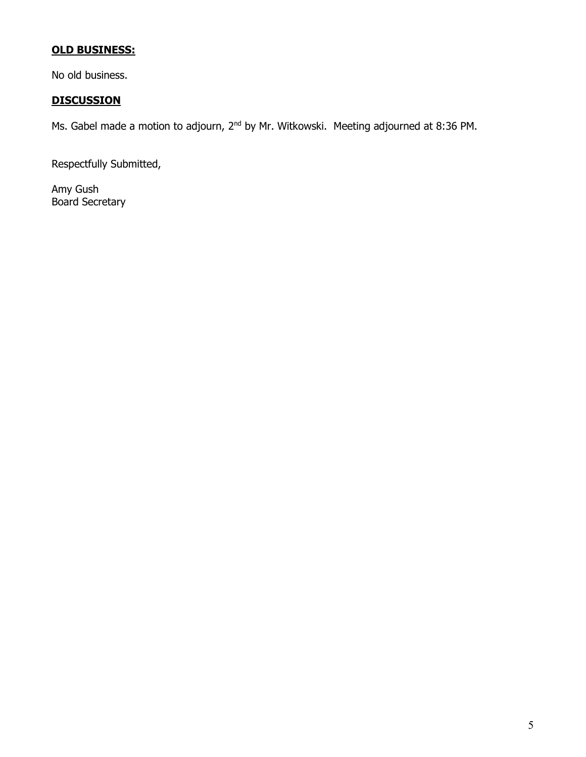**OLD BUSINESS:**

No old business.

**DISCUSSION**

Ms. Gabel made a motion to adjourn, 2nd by Mr. Witkowski. Meeting adjourned at 8:36 PM.

Respectfully Submitted,

Amy Gush
Board Secretary